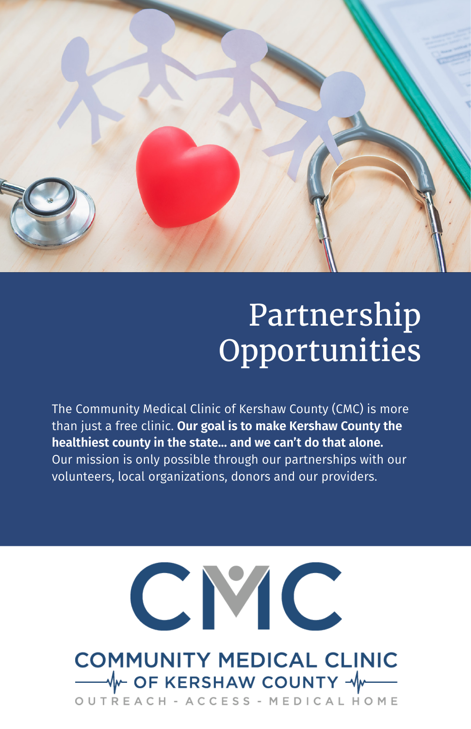# Partnership Opportunities

The Community Medical Clinic of Kershaw County (CMC) is more than just a free clinic. **Our goal is to make Kershaw County the healthiest county in the state... and we can't do that alone.** Our mission is only possible through our partnerships with our volunteers, local organizations, donors and our providers.

CMC

COMMUNITY MEDICAL CLINIC OF KERSHAW COUNTY

OUTREACH - ACCESS - MEDICAL HOME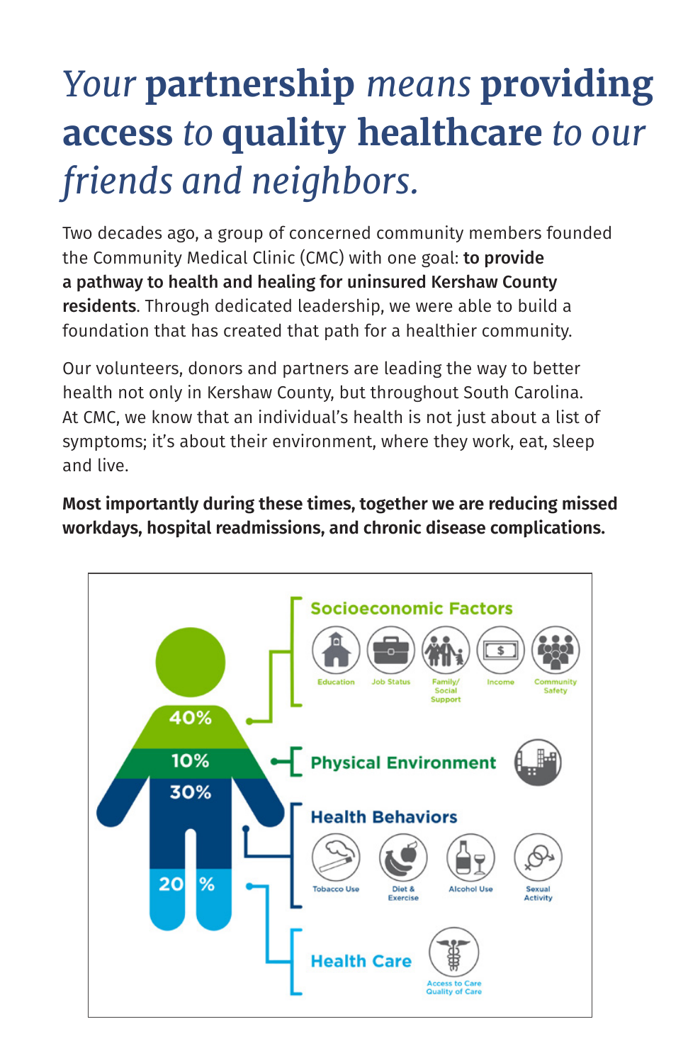# *Your* **partnership** *means* **providing access** *to* **quality healthcare** *to our friends and neighbors.*

Two decades ago, a group of concerned community members founded the Community Medical Clinic (CMC) with one goal: **to provide a pathway to health and healing for uninsured Kershaw County residents**. Through dedicated leadership, we were able to build a foundation that has created that path for a healthier community.

Our volunteers, donors and partners are leading the way to better health not only in Kershaw County, but throughout South Carolina. At CMC, we know that an individual's health is not just about a list of symptoms; it's about their environment, where they work, eat, sleep and live.

**Most importantly during these times, together we are reducing missed workdays, hospital readmissions, and chronic disease complications.**

40%

**Socioeconomic Factors**

Education · Job Status · Family/Social Support · Income · Community Safety

10%

**Physical Environment**

30%

**Health Behaviors**

Tobacco Use · Diet & Exercise · Alcohol Use · Sexual Activity

20%

**Health Care**

Access to Care · Quality of Care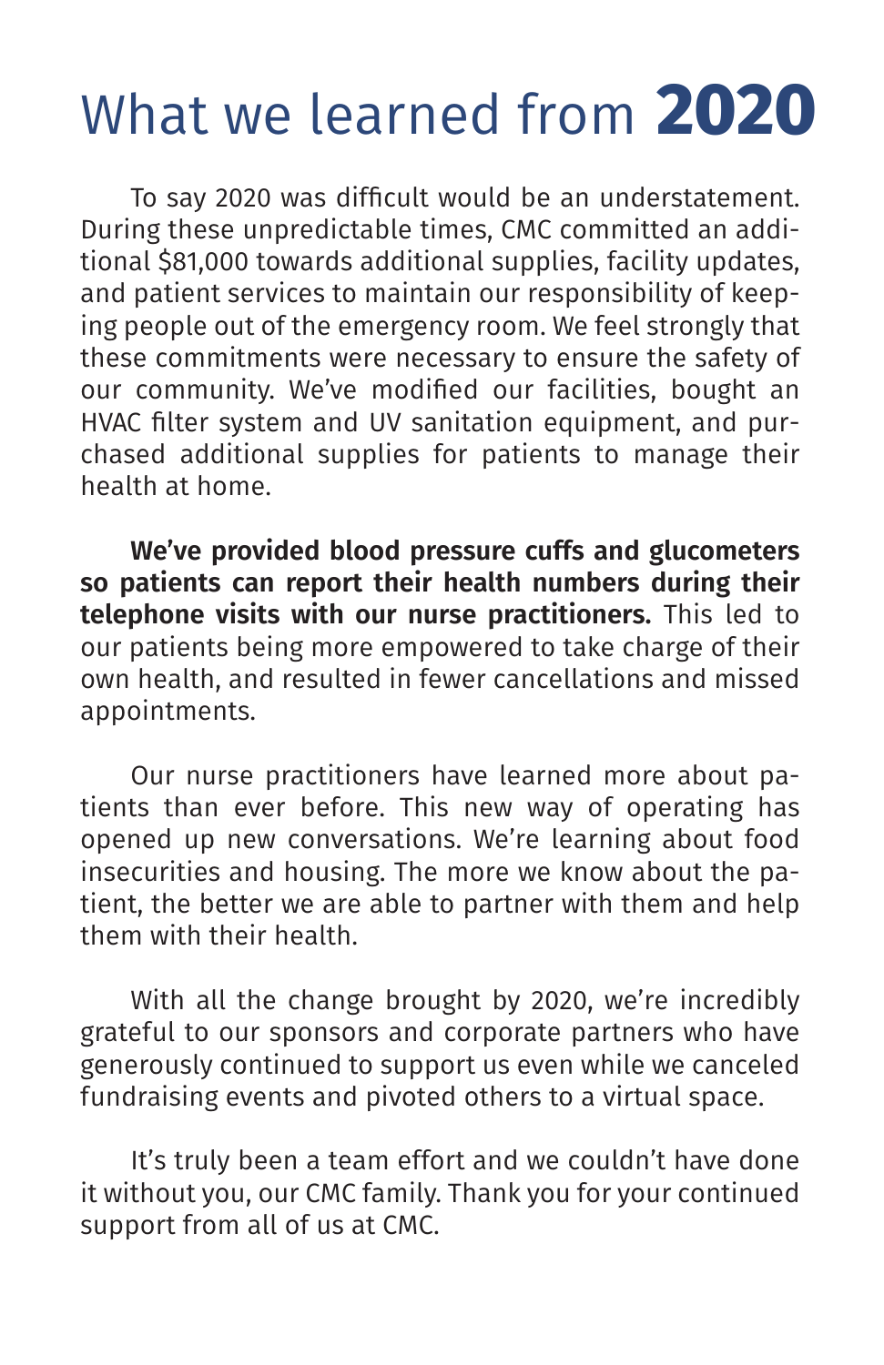# What we learned from **2020**

To say 2020 was difficult would be an understatement. During these unpredictable times, CMC committed an additional $81,000 towards additional supplies, facility updates, and patient services to maintain our responsibility of keeping people out of the emergency room. We feel strongly that these commitments were necessary to ensure the safety of our community. We've modified our facilities, bought an HVAC filter system and UV sanitation equipment, and purchased additional supplies for patients to manage their health at home.

**We've provided blood pressure cuffs and glucometers so patients can report their health numbers during their telephone visits with our nurse practitioners.** This led to our patients being more empowered to take charge of their own health, and resulted in fewer cancellations and missed appointments.

Our nurse practitioners have learned more about patients than ever before. This new way of operating has opened up new conversations. We're learning about food insecurities and housing. The more we know about the patient, the better we are able to partner with them and help them with their health.

With all the change brought by 2020, we're incredibly grateful to our sponsors and corporate partners who have generously continued to support us even while we canceled fundraising events and pivoted others to a virtual space.

It's truly been a team effort and we couldn't have done it without you, our CMC family. Thank you for your continued support from all of us at CMC.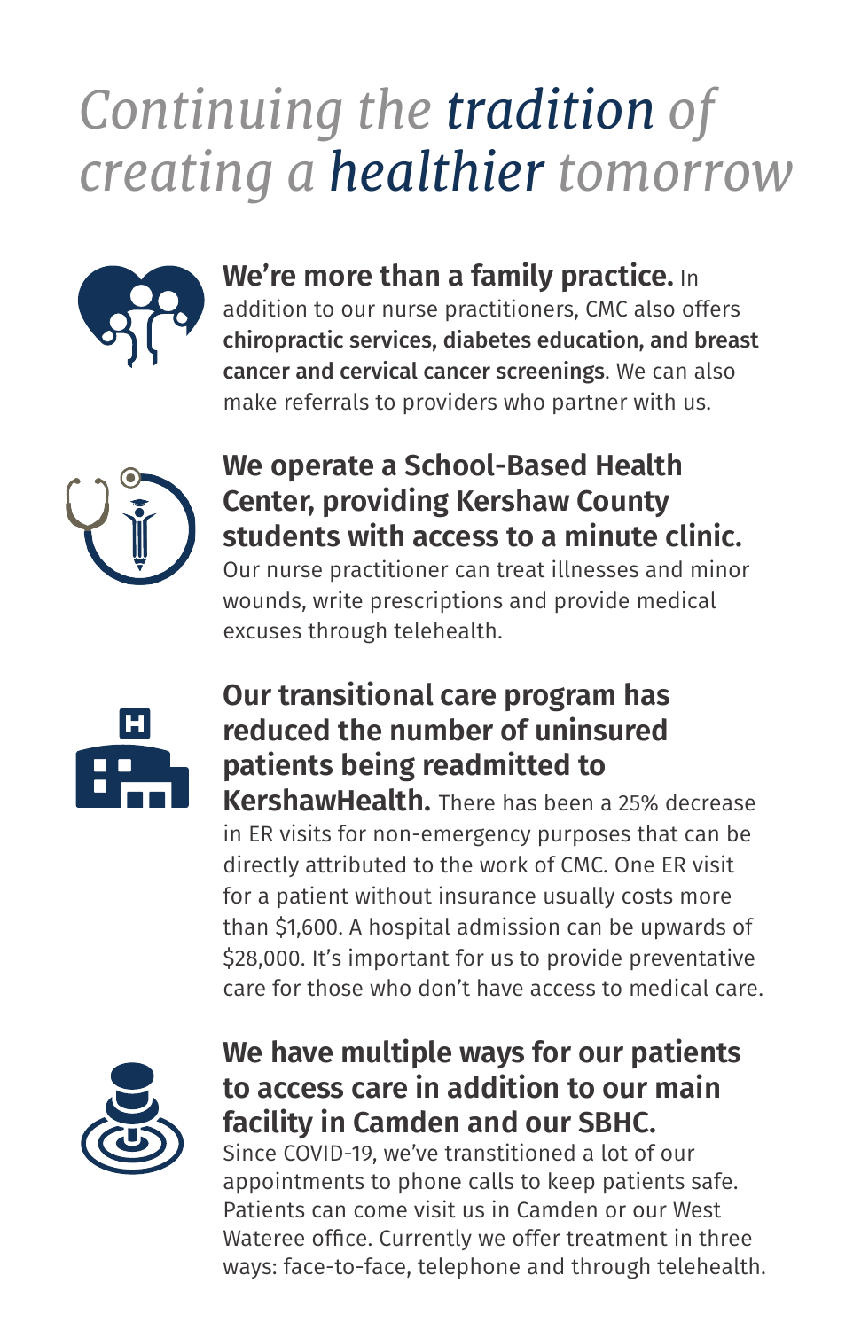# *Continuing the **tradition** of creating a **healthier** tomorrow*

**We're more than a family practice.** In addition to our nurse practitioners, CMC also offers **chiropractic services, diabetes education, and breast cancer and cervical cancer screenings**. We can also make referrals to providers who partner with us.

**We operate a School-Based Health Center, providing Kershaw County students with access to a minute clinic.** Our nurse practitioner can treat illnesses and minor wounds, write prescriptions and provide medical excuses through telehealth.

**Our transitional care program has reduced the number of uninsured patients being readmitted to KershawHealth.** There has been a 25% decrease in ER visits for non-emergency purposes that can be directly attributed to the work of CMC. One ER visit for a patient without insurance usually costs more than $1,600. A hospital admission can be upwards of $28,000. It's important for us to provide preventative care for those who don't have access to medical care.

**We have multiple ways for our patients to access care in addition to our main facility in Camden and our SBHC.** Since COVID-19, we've transtitioned a lot of our appointments to phone calls to keep patients safe. Patients can come visit us in Camden or our West Wateree office. Currently we offer treatment in three ways: face-to-face, telephone and through telehealth.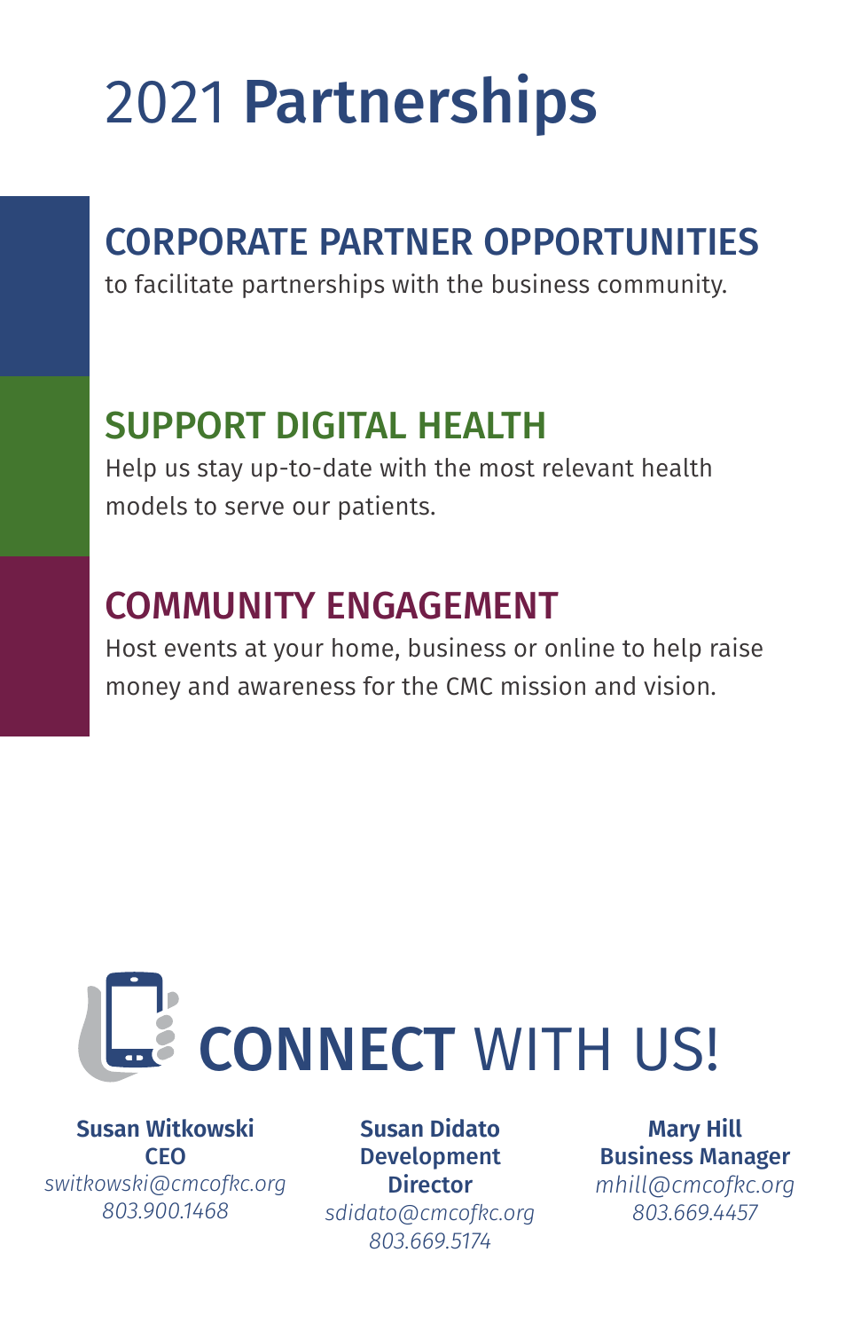# 2021 **Partnerships**

## CORPORATE PARTNER OPPORTUNITIES

to facilitate partnerships with the business community.

## SUPPORT DIGITAL HEALTH

Help us stay up-to-date with the most relevant health models to serve our patients.

## COMMUNITY ENGAGEMENT

Host events at your home, business or online to help raise money and awareness for the CMC mission and vision.

## **CONNECT** WITH US!

**Susan Witkowski**
**CEO**
*switkowski@cmcofkc.org*
*803.900.1468*

**Susan Didato**
**Development Director**
*sdidato@cmcofkc.org*
*803.669.5174*

**Mary Hill**
**Business Manager**
*mhill@cmcofkc.org*
*803.669.4457*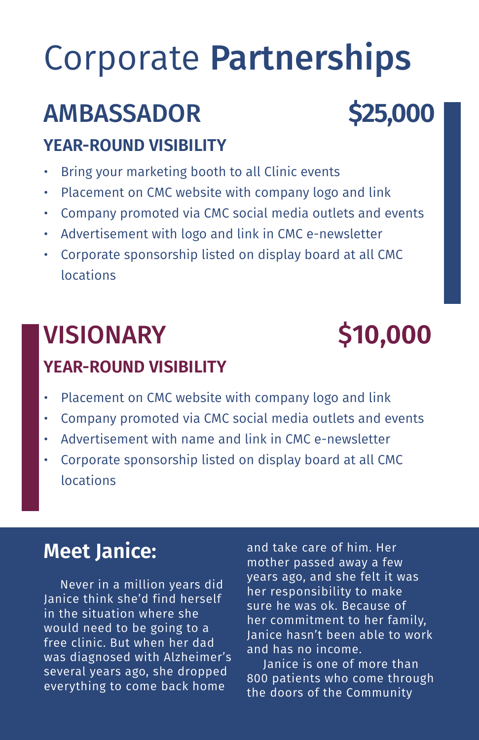# Corporate **Partnerships**

## AMBASSADOR $25,000

### YEAR-ROUND VISIBILITY

- Bring your marketing booth to all Clinic events
- Placement on CMC website with company logo and link
- Company promoted via CMC social media outlets and events
- Advertisement with logo and link in CMC e-newsletter
- Corporate sponsorship listed on display board at all CMC locations

## VISIONARY $10,000

### YEAR-ROUND VISIBILITY

- Placement on CMC website with company logo and link
- Company promoted via CMC social media outlets and events
- Advertisement with name and link in CMC e-newsletter
- Corporate sponsorship listed on display board at all CMC locations

## Meet Janice:

Never in a million years did Janice think she'd find herself in the situation where she would need to be going to a free clinic. But when her dad was diagnosed with Alzheimer's several years ago, she dropped everything to come back home and take care of him. Her mother passed away a few years ago, and she felt it was her responsibility to make sure he was ok. Because of her commitment to her family, Janice hasn't been able to work and has no income.

Janice is one of more than 800 patients who come through the doors of the Community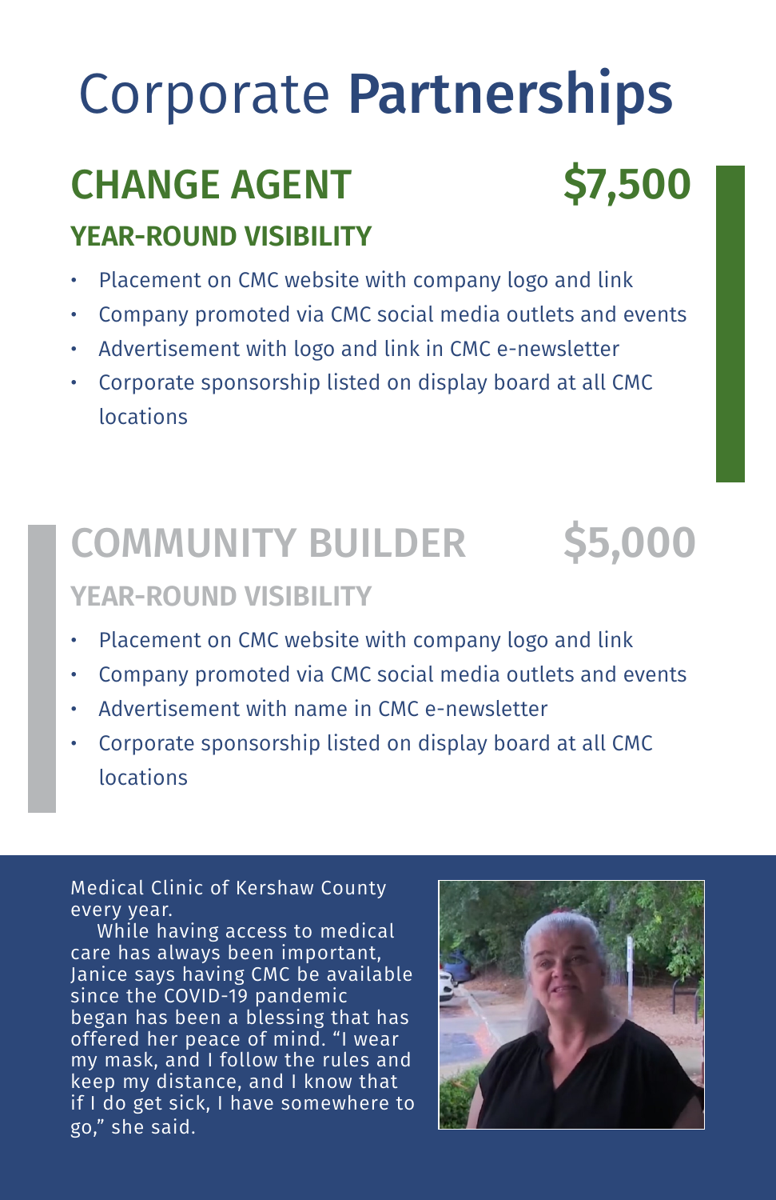# Corporate **Partnerships**

## CHANGE AGENT $7,500

### YEAR-ROUND VISIBILITY

- Placement on CMC website with company logo and link
- Company promoted via CMC social media outlets and events
- Advertisement with logo and link in CMC e-newsletter
- Corporate sponsorship listed on display board at all CMC locations

## COMMUNITY BUILDER $5,000

### YEAR-ROUND VISIBILITY

- Placement on CMC website with company logo and link
- Company promoted via CMC social media outlets and events
- Advertisement with name in CMC e-newsletter
- Corporate sponsorship listed on display board at all CMC locations

Medical Clinic of Kershaw County every year.

While having access to medical care has always been important, Janice says having CMC be available since the COVID-19 pandemic began has been a blessing that has offered her peace of mind. "I wear my mask, and I follow the rules and keep my distance, and I know that if I do get sick, I have somewhere to go," she said.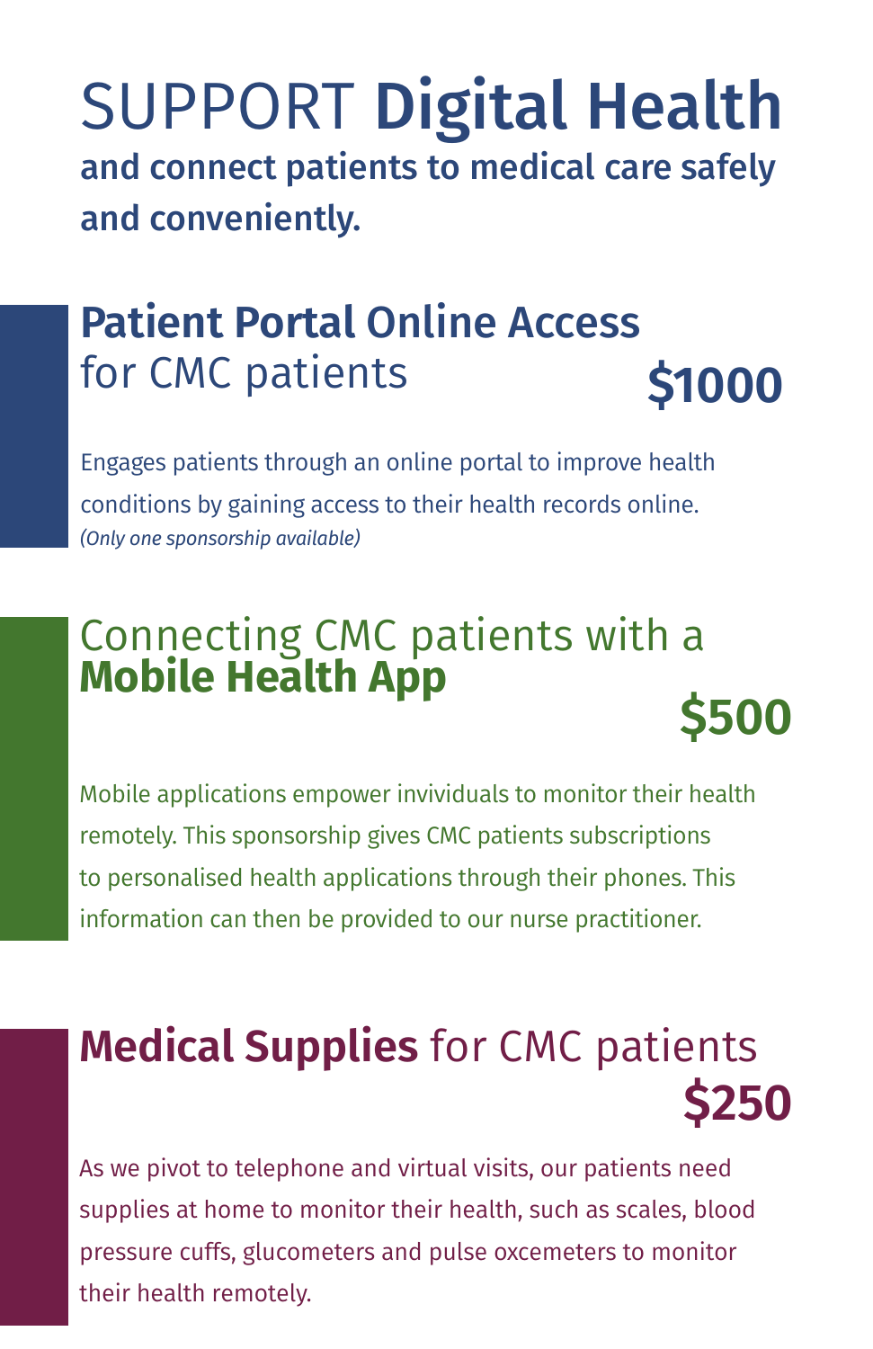# SUPPORT **Digital Health**

**and connect patients to medical care safely and conveniently.**

## **Patient Portal Online Access** for CMC patients

**$1000**

Engages patients through an online portal to improve health conditions by gaining access to their health records online.
*(Only one sponsorship available)*

## Connecting CMC patients with a **Mobile Health App**

**$500**

Mobile applications empower invividuals to monitor their health remotely. This sponsorship gives CMC patients subscriptions to personalised health applications through their phones. This information can then be provided to our nurse practitioner.

## **Medical Supplies** for CMC patients

**$250**

As we pivot to telephone and virtual visits, our patients need supplies at home to monitor their health, such as scales, blood pressure cuffs, glucometers and pulse oxcemeters to monitor their health remotely.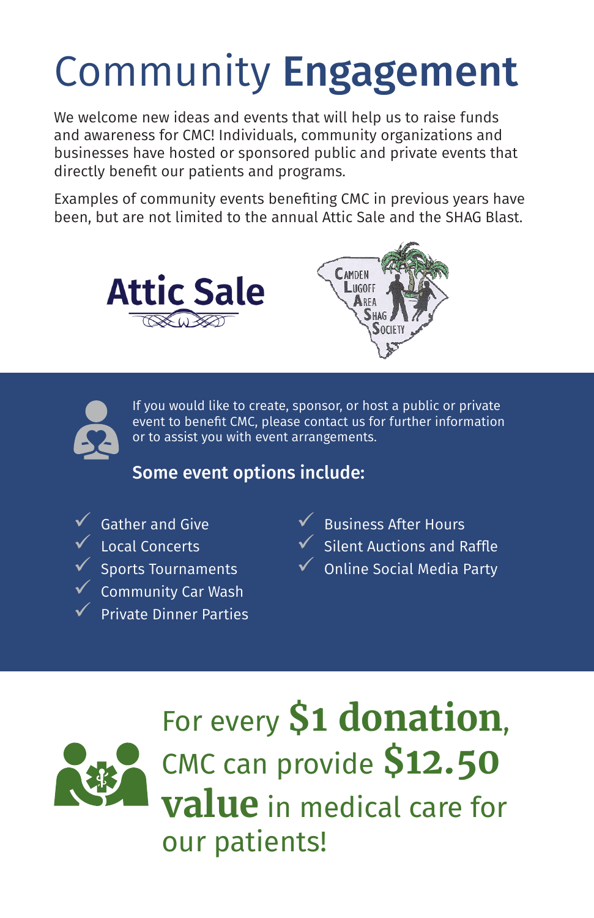# Community **Engagement**

We welcome new ideas and events that will help us to raise funds and awareness for CMC! Individuals, community organizations and businesses have hosted or sponsored public and private events that directly benefit our patients and programs.

Examples of community events benefiting CMC in previous years have been, but are not limited to the annual Attic Sale and the SHAG Blast.

**Attic Sale**

Camden Lugoff Area Shag Society

If you would like to create, sponsor, or host a public or private event to benefit CMC, please contact us for further information or to assist you with event arrangements.

**Some event options include:**

- Gather and Give
- Local Concerts
- Sports Tournaments
- Community Car Wash
- Private Dinner Parties
- Business After Hours
- Silent Auctions and Raffle
- Online Social Media Party

For every **$1 donation**, CMC can provide **$12.50 value** in medical care for our patients!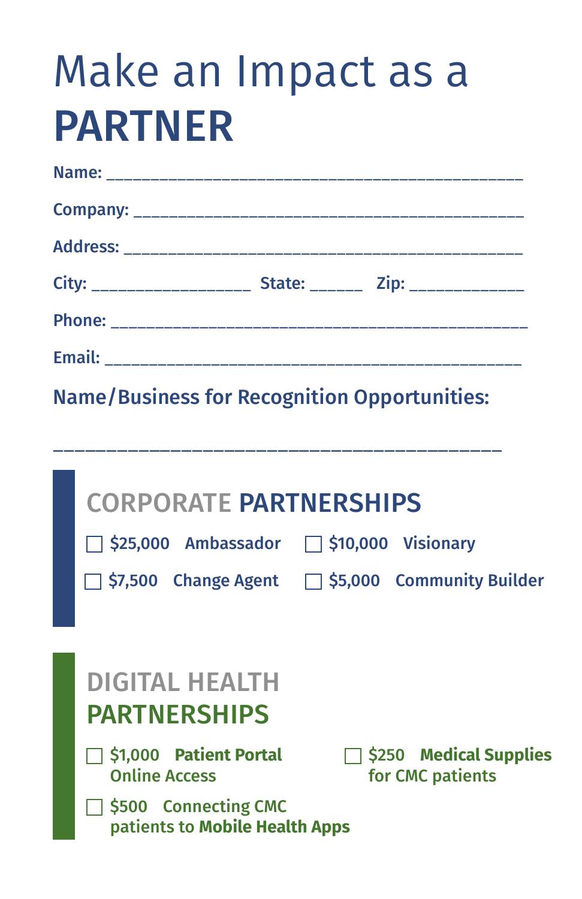# Make an Impact as a **PARTNER**

**Name:** ______________________________________________

**Company:** ___________________________________________

**Address:** ____________________________________________

**City:** __________________ **State:** ______ **Zip:** _____________

**Phone:** ______________________________________________

**Email:** _______________________________________________

**Name/Business for Recognition Opportunities:**

___________________________________________

## CORPORATE PARTNERSHIPS

- ☐ **$25,000 Ambassador**
- ☐ **$10,000 Visionary**
- ☐ **$7,500 Change Agent**
- ☐ **$5,000 Community Builder**

## DIGITAL HEALTH PARTNERSHIPS

- ☐ $1,000 **Patient Portal** Online Access
- ☐ $250 **Medical Supplies** for CMC patients
- ☐ $500 Connecting CMC patients to **Mobile Health Apps**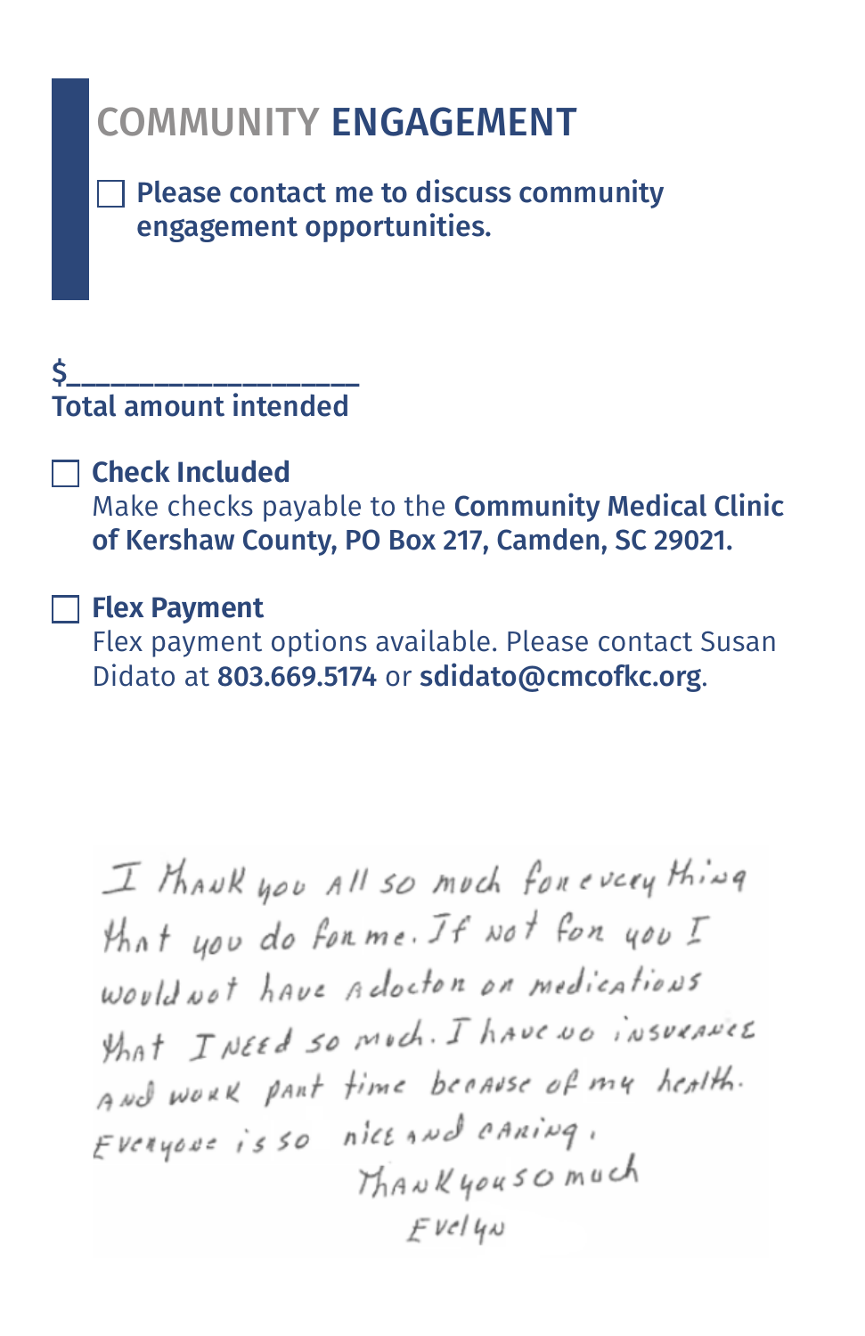## COMMUNITY ENGAGEMENT

☐ **Please contact me to discuss community engagement opportunities.**

$___________________

**Total amount intended**

☐ **Check Included**

Make checks payable to the **Community Medical Clinic of Kershaw County, PO Box 217, Camden, SC 29021.**

☐ **Flex Payment**

Flex payment options available. Please contact Susan Didato at **803.669.5174** or **sdidato@cmcofkc.org**.

I thank you all so much for everything that you do for me. If not for you I would not have a doctor or medications that I need so much. I have no insurance and work part time because of my health. Everyone is so nice and caring.

Thank you so much

Evelyn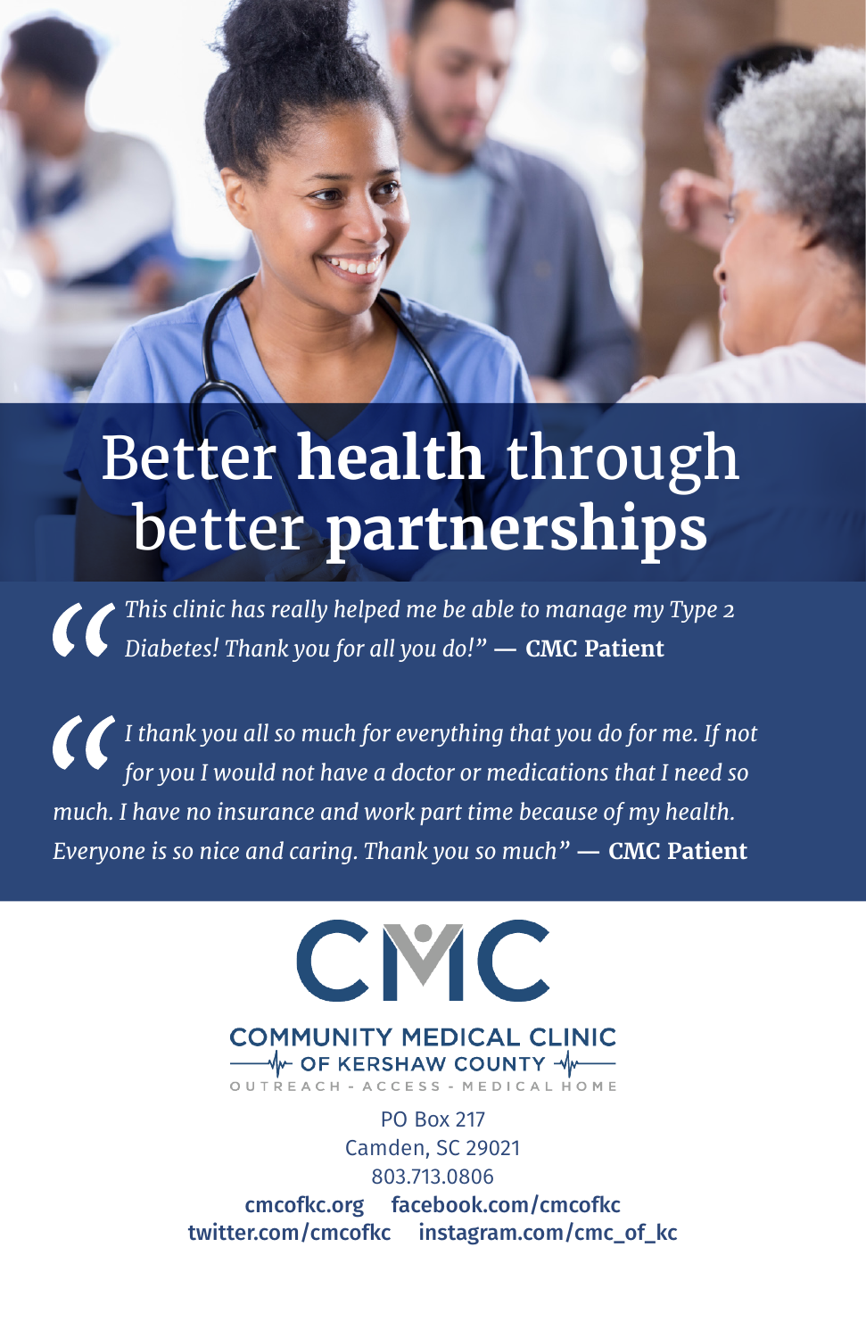# Better **health** through better **partnerships**

> *"This clinic has really helped me be able to manage my Type 2 Diabetes! Thank you for all you do!"* — **CMC Patient**

> *"I thank you all so much for everything that you do for me. If not for you I would not have a doctor or medications that I need so much. I have no insurance and work part time because of my health. Everyone is so nice and caring. Thank you so much"* — **CMC Patient**

**CMC**

**COMMUNITY MEDICAL CLINIC**
**OF KERSHAW COUNTY**
OUTREACH - ACCESS - MEDICAL HOME

PO Box 217
Camden, SC 29021
803.713.0806

**cmcofkc.org** **facebook.com/cmcofkc**
**twitter.com/cmcofkc** **instagram.com/cmc_of_kc**